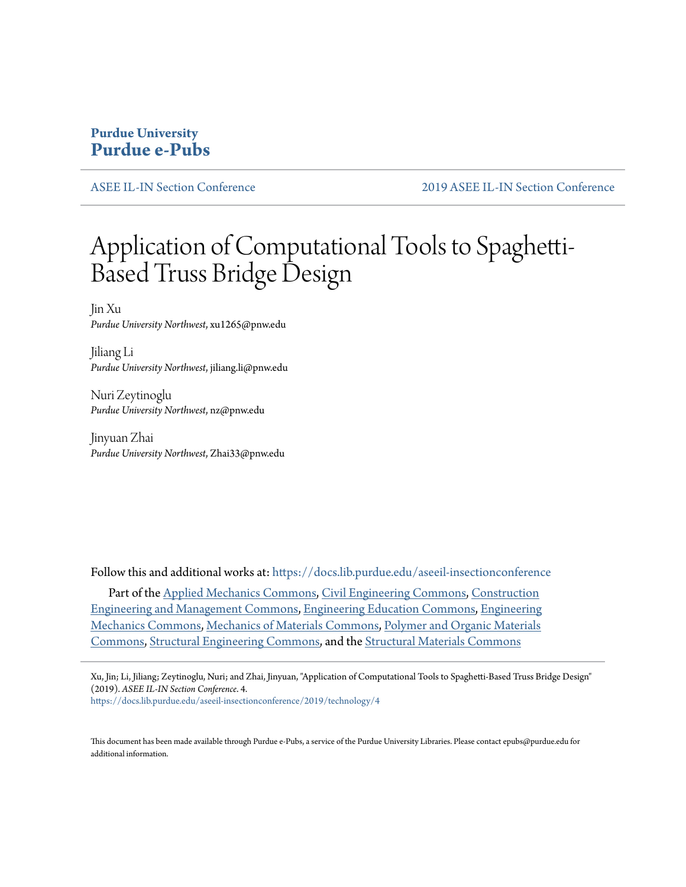**Purdue University**
**Purdue e-Pubs**

ASEE IL-IN Section Conference | 2019 ASEE IL-IN Section Conference

# Application of Computational Tools to Spaghetti-Based Truss Bridge Design

Jin Xu
*Purdue University Northwest*, xu1265@pnw.edu

Jiliang Li
*Purdue University Northwest*, jiliang.li@pnw.edu

Nuri Zeytinoglu
*Purdue University Northwest*, nz@pnw.edu

Jinyuan Zhai
*Purdue University Northwest*, Zhai33@pnw.edu

Follow this and additional works at: https://docs.lib.purdue.edu/aseeil-insectionconference

Part of the Applied Mechanics Commons, Civil Engineering Commons, Construction Engineering and Management Commons, Engineering Education Commons, Engineering Mechanics Commons, Mechanics of Materials Commons, Polymer and Organic Materials Commons, Structural Engineering Commons, and the Structural Materials Commons

Xu, Jin; Li, Jiliang; Zeytinoglu, Nuri; and Zhai, Jinyuan, "Application of Computational Tools to Spaghetti-Based Truss Bridge Design" (2019). *ASEE IL-IN Section Conference*. 4.
https://docs.lib.purdue.edu/aseeil-insectionconference/2019/technology/4

This document has been made available through Purdue e-Pubs, a service of the Purdue University Libraries. Please contact epubs@purdue.edu for additional information.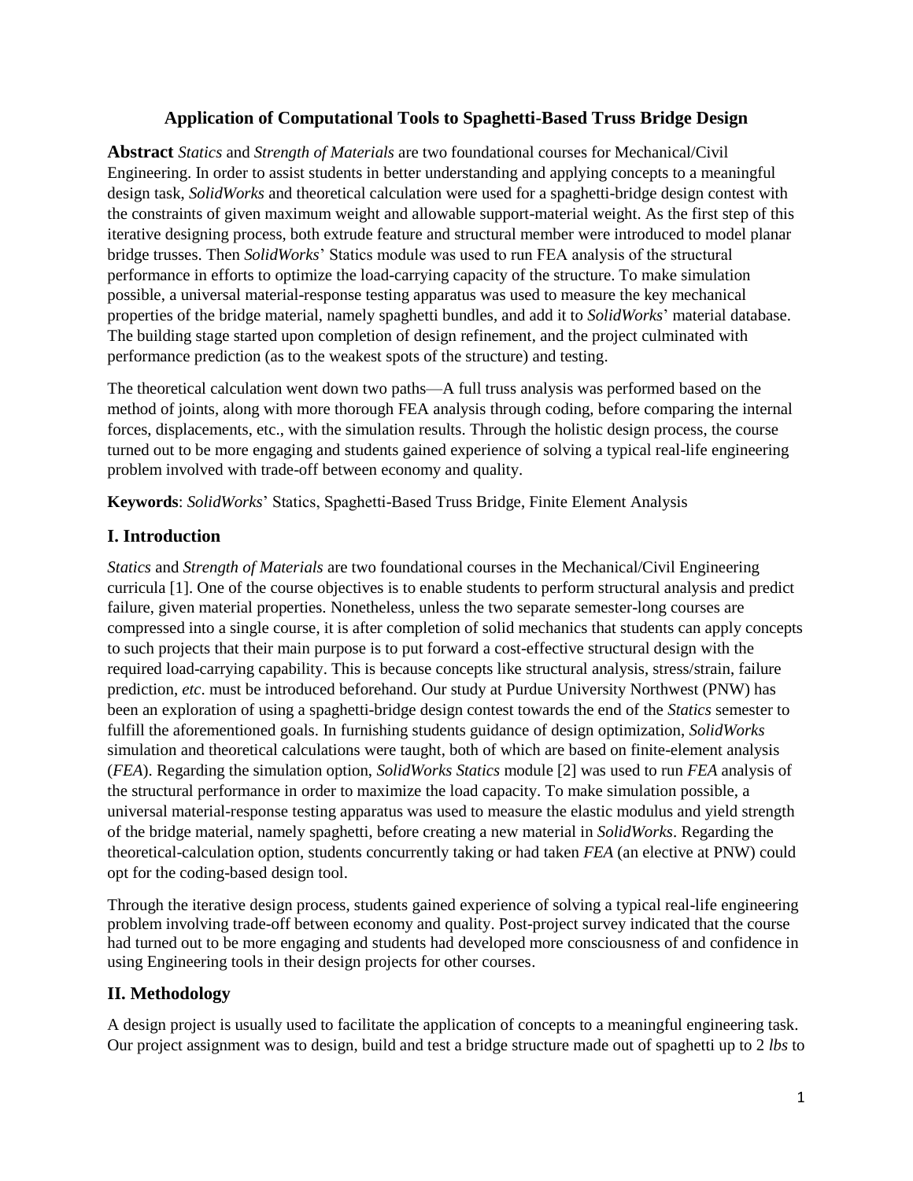## Application of Computational Tools to Spaghetti-Based Truss Bridge Design

**Abstract** *Statics* and *Strength of Materials* are two foundational courses for Mechanical/Civil Engineering. In order to assist students in better understanding and applying concepts to a meaningful design task, *SolidWorks* and theoretical calculation were used for a spaghetti-bridge design contest with the constraints of given maximum weight and allowable support-material weight. As the first step of this iterative designing process, both extrude feature and structural member were introduced to model planar bridge trusses. Then *SolidWorks*' Statics module was used to run FEA analysis of the structural performance in efforts to optimize the load-carrying capacity of the structure. To make simulation possible, a universal material-response testing apparatus was used to measure the key mechanical properties of the bridge material, namely spaghetti bundles, and add it to *SolidWorks*' material database. The building stage started upon completion of design refinement, and the project culminated with performance prediction (as to the weakest spots of the structure) and testing.

The theoretical calculation went down two paths—A full truss analysis was performed based on the method of joints, along with more thorough FEA analysis through coding, before comparing the internal forces, displacements, etc., with the simulation results. Through the holistic design process, the course turned out to be more engaging and students gained experience of solving a typical real-life engineering problem involved with trade-off between economy and quality.

**Keywords**: *SolidWorks*' Statics, Spaghetti-Based Truss Bridge, Finite Element Analysis

## I. Introduction

*Statics* and *Strength of Materials* are two foundational courses in the Mechanical/Civil Engineering curricula [1]. One of the course objectives is to enable students to perform structural analysis and predict failure, given material properties. Nonetheless, unless the two separate semester-long courses are compressed into a single course, it is after completion of solid mechanics that students can apply concepts to such projects that their main purpose is to put forward a cost-effective structural design with the required load-carrying capability. This is because concepts like structural analysis, stress/strain, failure prediction, *etc*. must be introduced beforehand. Our study at Purdue University Northwest (PNW) has been an exploration of using a spaghetti-bridge design contest towards the end of the *Statics* semester to fulfill the aforementioned goals. In furnishing students guidance of design optimization, *SolidWorks* simulation and theoretical calculations were taught, both of which are based on finite-element analysis (*FEA*). Regarding the simulation option, *SolidWorks Statics* module [2] was used to run *FEA* analysis of the structural performance in order to maximize the load capacity. To make simulation possible, a universal material-response testing apparatus was used to measure the elastic modulus and yield strength of the bridge material, namely spaghetti, before creating a new material in *SolidWorks*. Regarding the theoretical-calculation option, students concurrently taking or had taken *FEA* (an elective at PNW) could opt for the coding-based design tool.

Through the iterative design process, students gained experience of solving a typical real-life engineering problem involving trade-off between economy and quality. Post-project survey indicated that the course had turned out to be more engaging and students had developed more consciousness of and confidence in using Engineering tools in their design projects for other courses.

## II. Methodology

A design project is usually used to facilitate the application of concepts to a meaningful engineering task. Our project assignment was to design, build and test a bridge structure made out of spaghetti up to 2 *lbs* to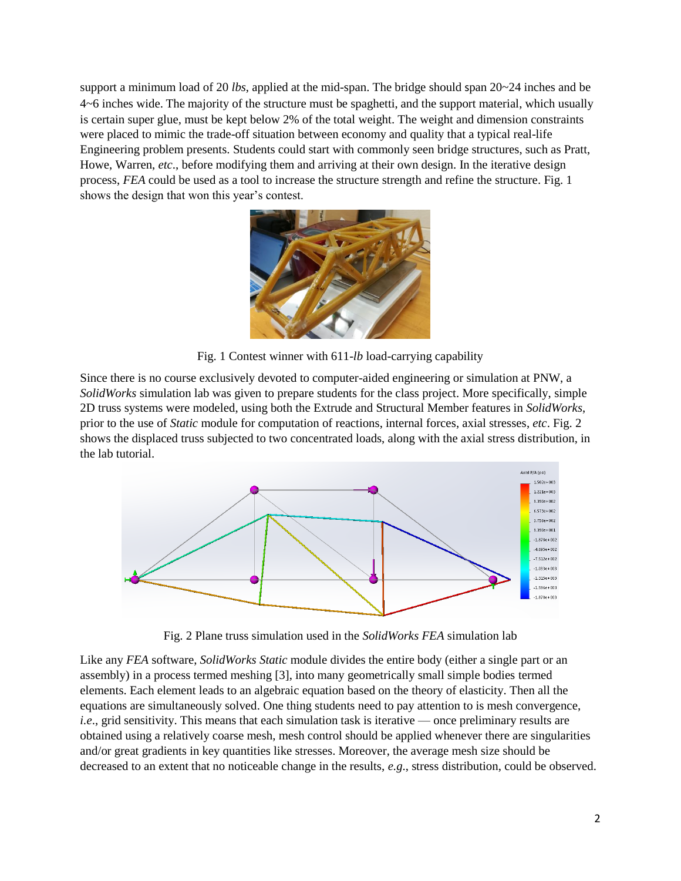support a minimum load of 20 *lbs*, applied at the mid-span. The bridge should span 20~24 inches and be 4~6 inches wide. The majority of the structure must be spaghetti, and the support material, which usually is certain super glue, must be kept below 2% of the total weight. The weight and dimension constraints were placed to mimic the trade-off situation between economy and quality that a typical real-life Engineering problem presents. Students could start with commonly seen bridge structures, such as Pratt, Howe, Warren, *etc*., before modifying them and arriving at their own design. In the iterative design process, *FEA* could be used as a tool to increase the structure strength and refine the structure. Fig. 1 shows the design that won this year's contest.

Fig. 1 Contest winner with 611-*lb* load-carrying capability

Since there is no course exclusively devoted to computer-aided engineering or simulation at PNW, a *SolidWorks* simulation lab was given to prepare students for the class project. More specifically, simple 2D truss systems were modeled, using both the Extrude and Structural Member features in *SolidWorks*, prior to the use of *Static* module for computation of reactions, internal forces, axial stresses, *etc*. Fig. 2 shows the displaced truss subjected to two concentrated loads, along with the axial stress distribution, in the lab tutorial.

Fig. 2 Plane truss simulation used in the *SolidWorks FEA* simulation lab

Like any *FEA* software, *SolidWorks Static* module divides the entire body (either a single part or an assembly) in a process termed meshing [3], into many geometrically small simple bodies termed elements. Each element leads to an algebraic equation based on the theory of elasticity. Then all the equations are simultaneously solved. One thing students need to pay attention to is mesh convergence, *i.e*., grid sensitivity. This means that each simulation task is iterative — once preliminary results are obtained using a relatively coarse mesh, mesh control should be applied whenever there are singularities and/or great gradients in key quantities like stresses. Moreover, the average mesh size should be decreased to an extent that no noticeable change in the results, *e.g*., stress distribution, could be observed.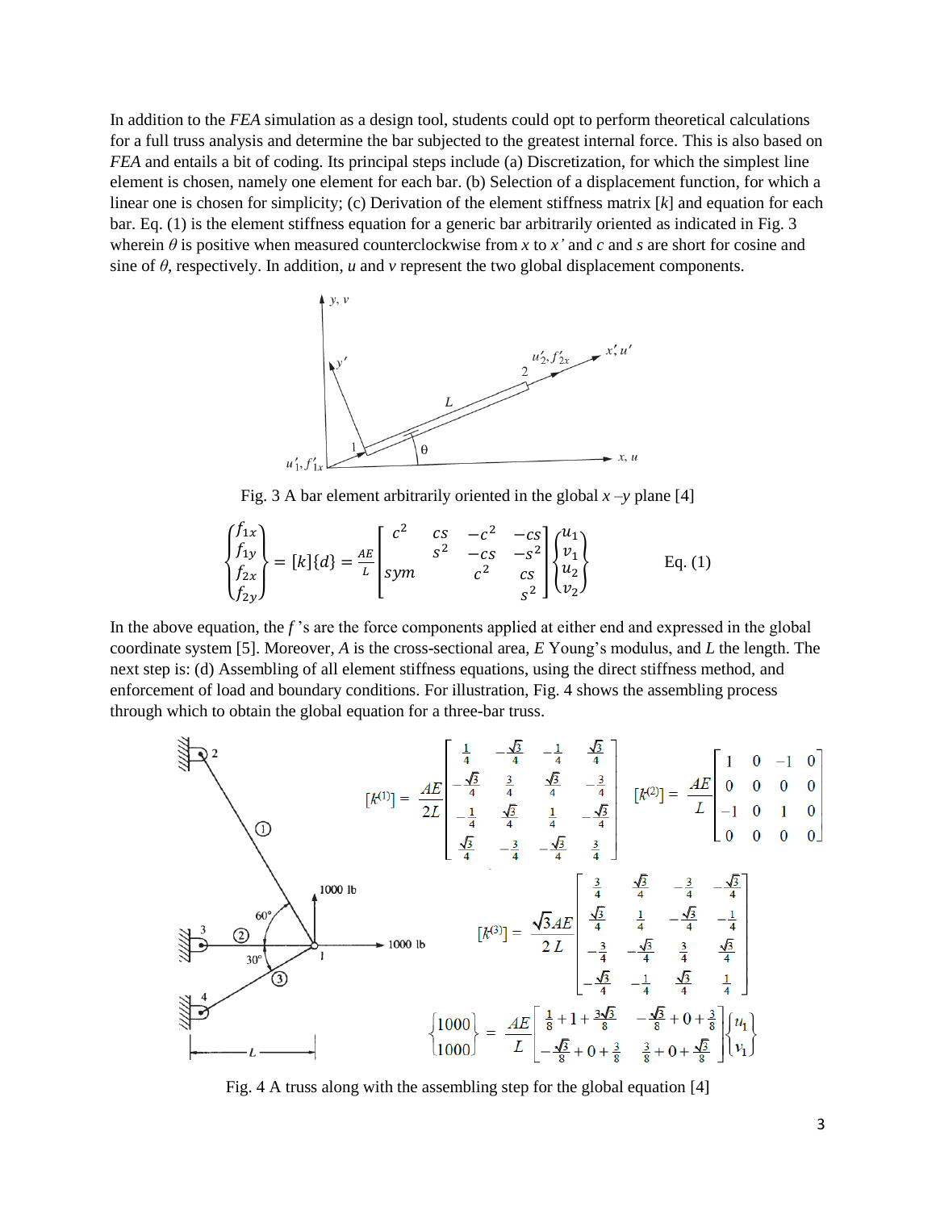In addition to the *FEA* simulation as a design tool, students could opt to perform theoretical calculations for a full truss analysis and determine the bar subjected to the greatest internal force. This is also based on *FEA* and entails a bit of coding. Its principal steps include (a) Discretization, for which the simplest line element is chosen, namely one element for each bar. (b) Selection of a displacement function, for which a linear one is chosen for simplicity; (c) Derivation of the element stiffness matrix $[k]$ and equation for each bar. Eq. (1) is the element stiffness equation for a generic bar arbitrarily oriented as indicated in Fig. 3 wherein $\theta$ is positive when measured counterclockwise from $x$ to $x'$ and $c$ and $s$ are short for cosine and sine of $\theta$, respectively. In addition, $u$ and $v$ represent the two global displacement components.

Fig. 3 A bar element arbitrarily oriented in the global $x$ –$y$ plane [4]

$$\begin{Bmatrix} f_{1x} \\ f_{1y} \\ f_{2x} \\ f_{2y} \end{Bmatrix} = [k]\{d\} = \frac{AE}{L}\begin{bmatrix} c^2 & cs & -c^2 & -cs \\ & s^2 & -cs & -s^2 \\ sym & & c^2 & cs \\ & & & s^2 \end{bmatrix}\begin{Bmatrix} u_1 \\ v_1 \\ u_2 \\ v_2 \end{Bmatrix} \qquad \text{Eq. (1)}$$

In the above equation, the $f$ 's are the force components applied at either end and expressed in the global coordinate system [5]. Moreover, $A$ is the cross-sectional area, $E$ Young's modulus, and $L$ the length. The next step is: (d) Assembling of all element stiffness equations, using the direct stiffness method, and enforcement of load and boundary conditions. For illustration, Fig. 4 shows the assembling process through which to obtain the global equation for a three-bar truss.

$$[k^{(1)}] = \frac{AE}{2L}\begin{bmatrix} \frac{1}{4} & -\frac{\sqrt{3}}{4} & -\frac{1}{4} & \frac{\sqrt{3}}{4} \\ -\frac{\sqrt{3}}{4} & \frac{3}{4} & \frac{\sqrt{3}}{4} & -\frac{3}{4} \\ -\frac{1}{4} & \frac{\sqrt{3}}{4} & \frac{1}{4} & -\frac{\sqrt{3}}{4} \\ \frac{\sqrt{3}}{4} & -\frac{3}{4} & -\frac{\sqrt{3}}{4} & \frac{3}{4} \end{bmatrix} \qquad [k^{(2)}] = \frac{AE}{L}\begin{bmatrix} 1 & 0 & -1 & 0 \\ 0 & 0 & 0 & 0 \\ -1 & 0 & 1 & 0 \\ 0 & 0 & 0 & 0 \end{bmatrix}$$

$$[k^{(3)}] = \frac{\sqrt{3}AE}{2L}\begin{bmatrix} \frac{3}{4} & \frac{\sqrt{3}}{4} & -\frac{3}{4} & -\frac{\sqrt{3}}{4} \\ \frac{\sqrt{3}}{4} & \frac{1}{4} & -\frac{\sqrt{3}}{4} & -\frac{1}{4} \\ -\frac{3}{4} & -\frac{\sqrt{3}}{4} & \frac{3}{4} & \frac{\sqrt{3}}{4} \\ -\frac{\sqrt{3}}{4} & -\frac{1}{4} & \frac{\sqrt{3}}{4} & \frac{1}{4} \end{bmatrix}$$

$$\begin{Bmatrix} 1000 \\ 1000 \end{Bmatrix} = \frac{AE}{L}\begin{bmatrix} \frac{1}{8}+1+\frac{3\sqrt{3}}{8} & -\frac{\sqrt{3}}{8}+0+\frac{3}{8} \\ -\frac{\sqrt{3}}{8}+0+\frac{3}{8} & \frac{3}{8}+0+\frac{\sqrt{3}}{8} \end{bmatrix}\begin{Bmatrix} u_1 \\ v_1 \end{Bmatrix}$$

Fig. 4 A truss along with the assembling step for the global equation [4]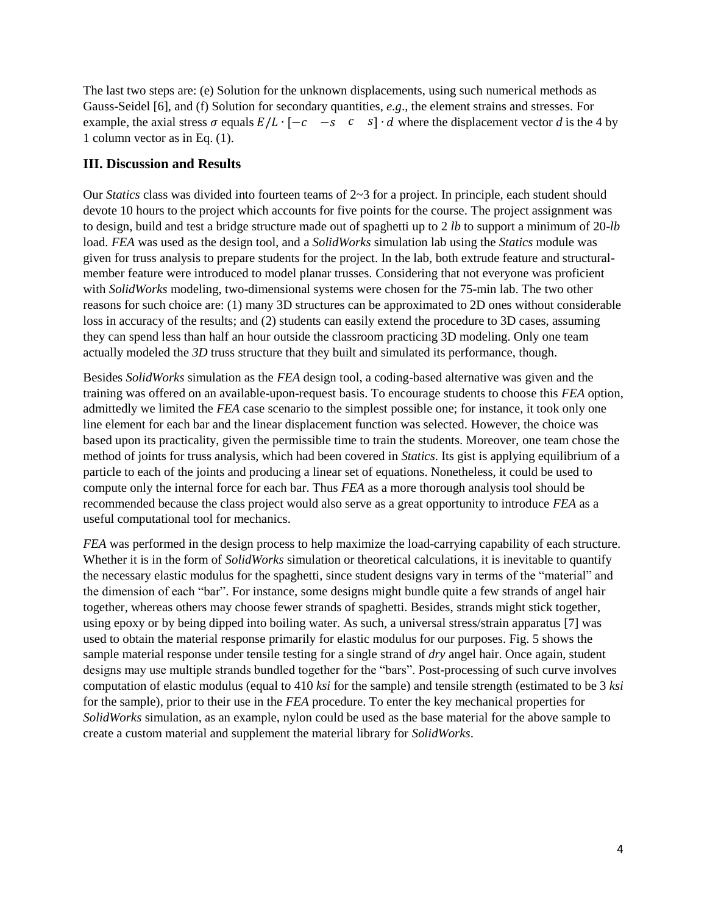The last two steps are: (e) Solution for the unknown displacements, using such numerical methods as Gauss-Seidel [6], and (f) Solution for secondary quantities, *e.g*., the element strains and stresses. For example, the axial stress $\sigma$ equals $E/L \cdot [-c \quad -s \quad c \quad s] \cdot d$ where the displacement vector *d* is the 4 by 1 column vector as in Eq. (1).

## III. Discussion and Results

Our *Statics* class was divided into fourteen teams of 2~3 for a project. In principle, each student should devote 10 hours to the project which accounts for five points for the course. The project assignment was to design, build and test a bridge structure made out of spaghetti up to 2 *lb* to support a minimum of 20-*lb* load. *FEA* was used as the design tool, and a *SolidWorks* simulation lab using the *Statics* module was given for truss analysis to prepare students for the project. In the lab, both extrude feature and structural-member feature were introduced to model planar trusses. Considering that not everyone was proficient with *SolidWorks* modeling, two-dimensional systems were chosen for the 75-min lab. The two other reasons for such choice are: (1) many 3D structures can be approximated to 2D ones without considerable loss in accuracy of the results; and (2) students can easily extend the procedure to 3D cases, assuming they can spend less than half an hour outside the classroom practicing 3D modeling. Only one team actually modeled the *3D* truss structure that they built and simulated its performance, though.

Besides *SolidWorks* simulation as the *FEA* design tool, a coding-based alternative was given and the training was offered on an available-upon-request basis. To encourage students to choose this *FEA* option, admittedly we limited the *FEA* case scenario to the simplest possible one; for instance, it took only one line element for each bar and the linear displacement function was selected. However, the choice was based upon its practicality, given the permissible time to train the students. Moreover, one team chose the method of joints for truss analysis, which had been covered in *Statics*. Its gist is applying equilibrium of a particle to each of the joints and producing a linear set of equations. Nonetheless, it could be used to compute only the internal force for each bar. Thus *FEA* as a more thorough analysis tool should be recommended because the class project would also serve as a great opportunity to introduce *FEA* as a useful computational tool for mechanics.

*FEA* was performed in the design process to help maximize the load-carrying capability of each structure. Whether it is in the form of *SolidWorks* simulation or theoretical calculations, it is inevitable to quantify the necessary elastic modulus for the spaghetti, since student designs vary in terms of the "material" and the dimension of each "bar". For instance, some designs might bundle quite a few strands of angel hair together, whereas others may choose fewer strands of spaghetti. Besides, strands might stick together, using epoxy or by being dipped into boiling water. As such, a universal stress/strain apparatus [7] was used to obtain the material response primarily for elastic modulus for our purposes. Fig. 5 shows the sample material response under tensile testing for a single strand of *dry* angel hair. Once again, student designs may use multiple strands bundled together for the "bars". Post-processing of such curve involves computation of elastic modulus (equal to 410 *ksi* for the sample) and tensile strength (estimated to be 3 *ksi* for the sample), prior to their use in the *FEA* procedure. To enter the key mechanical properties for *SolidWorks* simulation, as an example, nylon could be used as the base material for the above sample to create a custom material and supplement the material library for *SolidWorks*.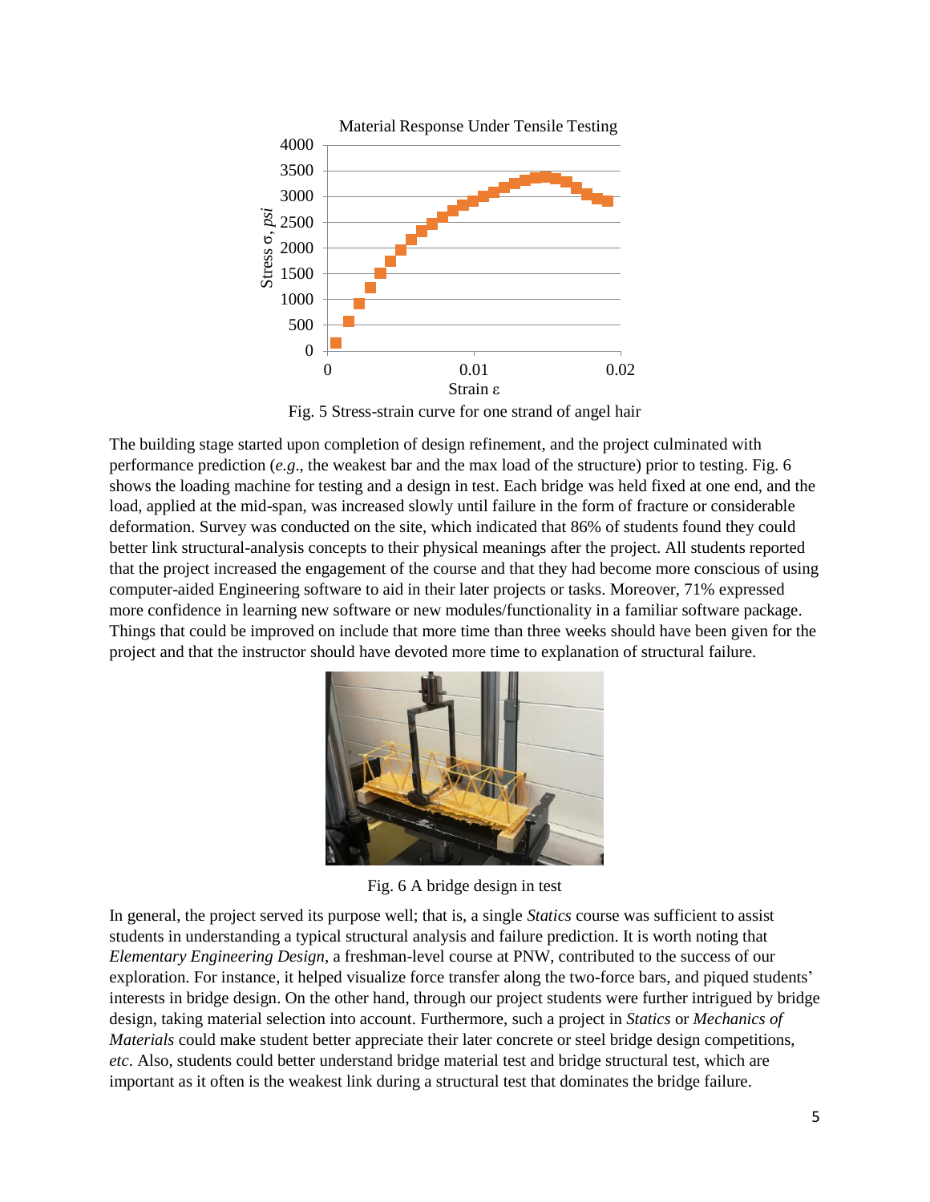Fig. 5 Stress-strain curve for one strand of angel hair

The building stage started upon completion of design refinement, and the project culminated with performance prediction (*e.g*., the weakest bar and the max load of the structure) prior to testing. Fig. 6 shows the loading machine for testing and a design in test. Each bridge was held fixed at one end, and the load, applied at the mid-span, was increased slowly until failure in the form of fracture or considerable deformation. Survey was conducted on the site, which indicated that 86% of students found they could better link structural-analysis concepts to their physical meanings after the project. All students reported that the project increased the engagement of the course and that they had become more conscious of using computer-aided Engineering software to aid in their later projects or tasks. Moreover, 71% expressed more confidence in learning new software or new modules/functionality in a familiar software package. Things that could be improved on include that more time than three weeks should have been given for the project and that the instructor should have devoted more time to explanation of structural failure.

Fig. 6 A bridge design in test

In general, the project served its purpose well; that is, a single *Statics* course was sufficient to assist students in understanding a typical structural analysis and failure prediction. It is worth noting that *Elementary Engineering Design*, a freshman-level course at PNW, contributed to the success of our exploration. For instance, it helped visualize force transfer along the two-force bars, and piqued students' interests in bridge design. On the other hand, through our project students were further intrigued by bridge design, taking material selection into account. Furthermore, such a project in *Statics* or *Mechanics of Materials* could make student better appreciate their later concrete or steel bridge design competitions, *etc*. Also, students could better understand bridge material test and bridge structural test, which are important as it often is the weakest link during a structural test that dominates the bridge failure.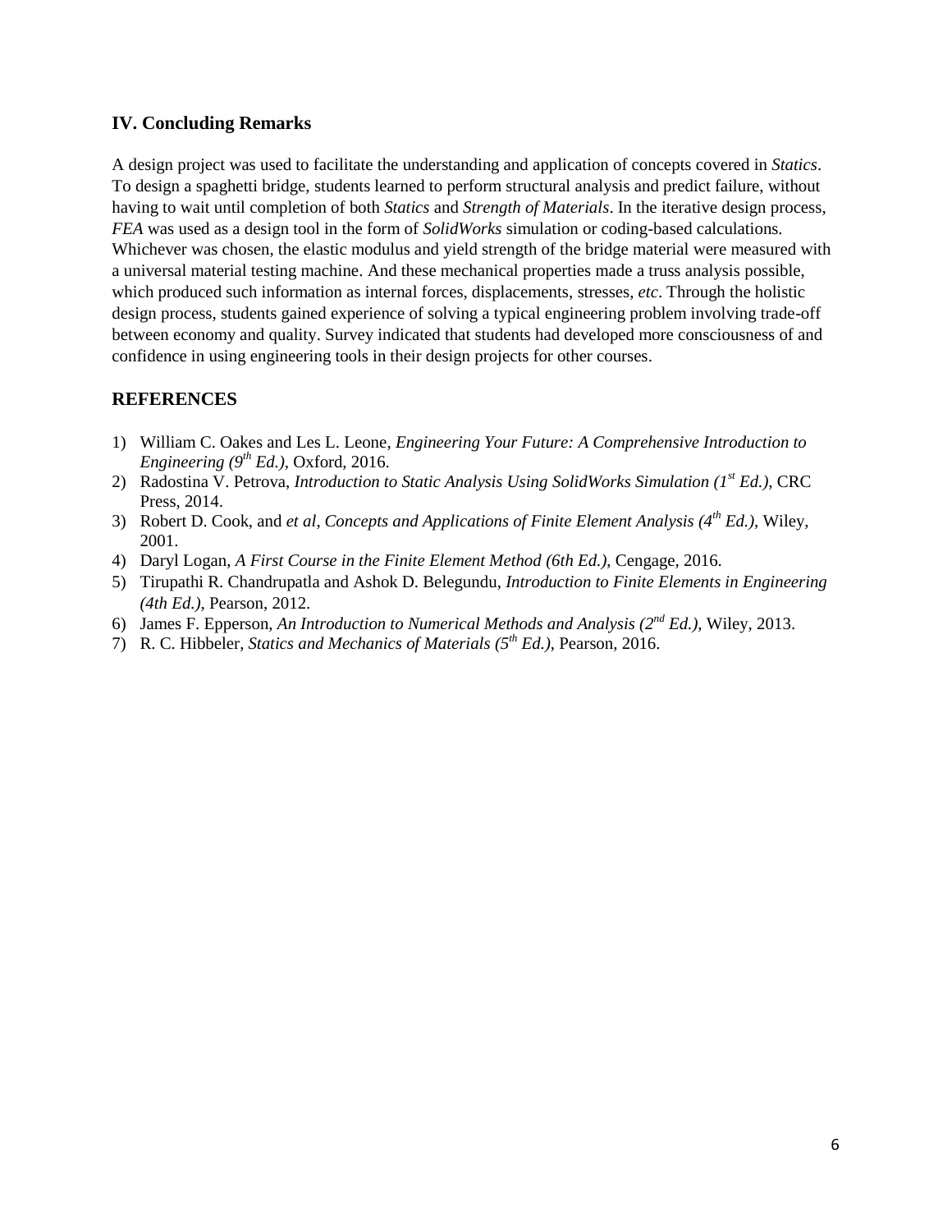## IV. Concluding Remarks

A design project was used to facilitate the understanding and application of concepts covered in *Statics*. To design a spaghetti bridge, students learned to perform structural analysis and predict failure, without having to wait until completion of both *Statics* and *Strength of Materials*. In the iterative design process, *FEA* was used as a design tool in the form of *SolidWorks* simulation or coding-based calculations. Whichever was chosen, the elastic modulus and yield strength of the bridge material were measured with a universal material testing machine. And these mechanical properties made a truss analysis possible, which produced such information as internal forces, displacements, stresses, *etc*. Through the holistic design process, students gained experience of solving a typical engineering problem involving trade-off between economy and quality. Survey indicated that students had developed more consciousness of and confidence in using engineering tools in their design projects for other courses.

## REFERENCES

1) William C. Oakes and Les L. Leone, *Engineering Your Future: A Comprehensive Introduction to Engineering (9th Ed.)*, Oxford, 2016.
2) Radostina V. Petrova, *Introduction to Static Analysis Using SolidWorks Simulation (1st Ed.)*, CRC Press, 2014.
3) Robert D. Cook, and *et al*, *Concepts and Applications of Finite Element Analysis (4th Ed.)*, Wiley, 2001.
4) Daryl Logan, *A First Course in the Finite Element Method (6th Ed.)*, Cengage, 2016.
5) Tirupathi R. Chandrupatla and Ashok D. Belegundu, *Introduction to Finite Elements in Engineering (4th Ed.)*, Pearson, 2012.
6) James F. Epperson, *An Introduction to Numerical Methods and Analysis (2nd Ed.)*, Wiley, 2013.
7) R. C. Hibbeler, *Statics and Mechanics of Materials (5th Ed.)*, Pearson, 2016.